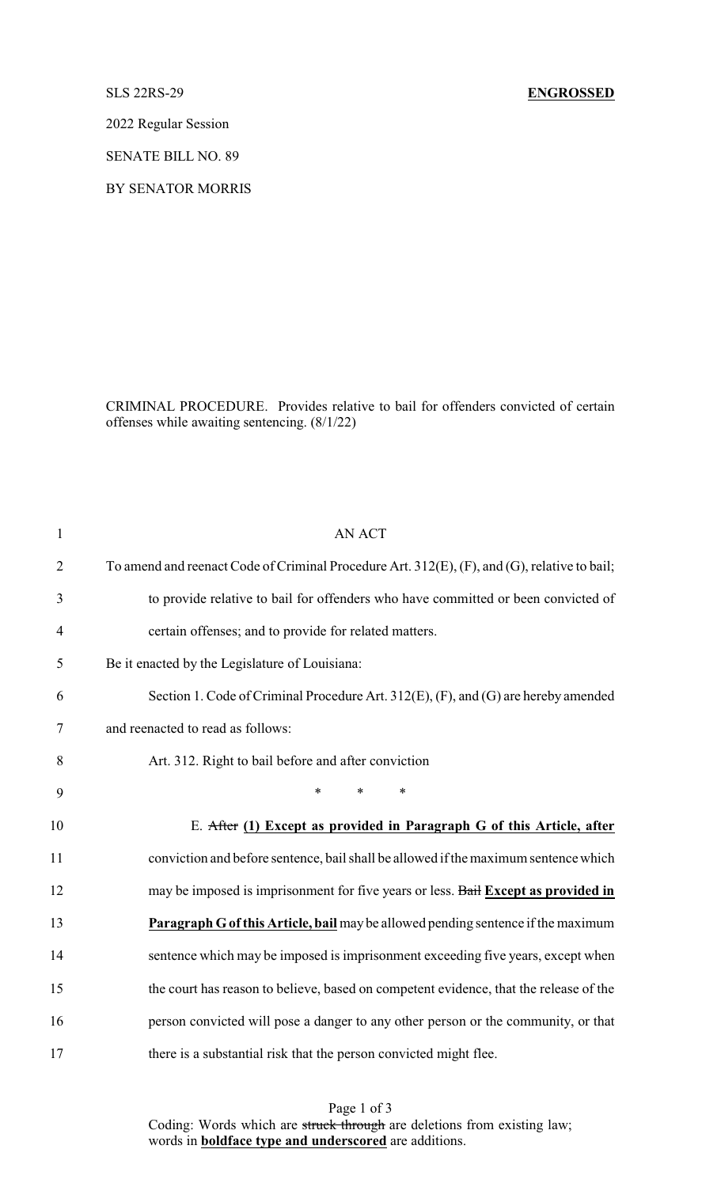SLS 22RS-29 **ENGROSSED**

2022 Regular Session

SENATE BILL NO. 89

BY SENATOR MORRIS

CRIMINAL PROCEDURE. Provides relative to bail for offenders convicted of certain offenses while awaiting sentencing. (8/1/22)

1 AN ACT

2 To amend and reenact Code of Criminal Procedure Art. 312(E), (F), and (G), relative to bail;

3 to provide relative to bail for offenders who have committed or been convicted of

4 certain offenses; and to provide for related matters.

5 Be it enacted by the Legislature of Louisiana:

6 Section 1. Code of Criminal Procedure Art. 312(E), (F), and (G) are hereby amended

7 and reenacted to read as follows:

8 Art. 312. Right to bail before and after conviction

9 \* \* \*

10 E. ~~After~~ **<u>(1) Except as provided in Paragraph G of this Article, after</u>**

11 conviction and before sentence, bail shall be allowed if the maximum sentence which

12 may be imposed is imprisonment for five years or less. ~~Bail~~ **<u>Except as provided in</u>**

13 **<u>Paragraph G of this Article, bail</u>** may be allowed pending sentence if the maximum

14 sentence which may be imposed is imprisonment exceeding five years, except when

15 the court has reason to believe, based on competent evidence, that the release of the

16 person convicted will pose a danger to any other person or the community, or that

17 there is a substantial risk that the person convicted might flee.

Coding: Words which are ~~struck through~~ are deletions from existing law; words in **<u>boldface type and underscored</u>** are additions.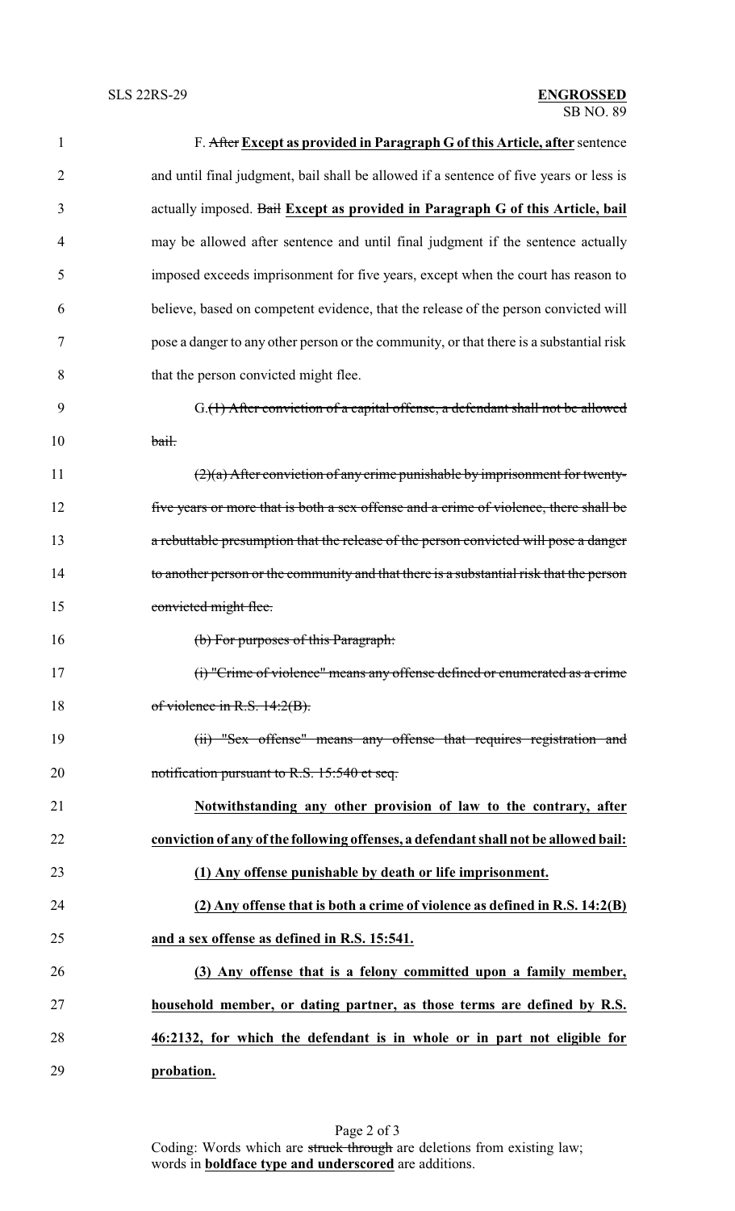F. ~~After~~ **Except as provided in Paragraph G of this Article, after** sentence and until final judgment, bail shall be allowed if a sentence of five years or less is actually imposed. ~~Bail~~ **Except as provided in Paragraph G of this Article, bail** may be allowed after sentence and until final judgment if the sentence actually imposed exceeds imprisonment for five years, except when the court has reason to believe, based on competent evidence, that the release of the person convicted will pose a danger to any other person or the community, or that there is a substantial risk that the person convicted might flee.

G.~~(1) After conviction of a capital offense, a defendant shall not be allowed bail.~~

~~(2)(a) After conviction of any crime punishable by imprisonment for twenty-five years or more that is both a sex offense and a crime of violence, there shall be a rebuttable presumption that the release of the person convicted will pose a danger to another person or the community and that there is a substantial risk that the person convicted might flee.~~

~~(b) For purposes of this Paragraph:~~

~~(i) "Crime of violence" means any offense defined or enumerated as a crime of violence in R.S. 14:2(B).~~

~~(ii) "Sex offense" means any offense that requires registration and notification pursuant to R.S. 15:540 et seq.~~

**Notwithstanding any other provision of law to the contrary, after conviction of any of the following offenses, a defendant shall not be allowed bail:**

**(1) Any offense punishable by death or life imprisonment.**

**(2) Any offense that is both a crime of violence as defined in R.S. 14:2(B) and a sex offense as defined in R.S. 15:541.**

**(3) Any offense that is a felony committed upon a family member, household member, or dating partner, as those terms are defined by R.S. 46:2132, for which the defendant is in whole or in part not eligible for probation.**

Coding: Words which are ~~struck through~~ are deletions from existing law; words in **boldface type and underscored** are additions.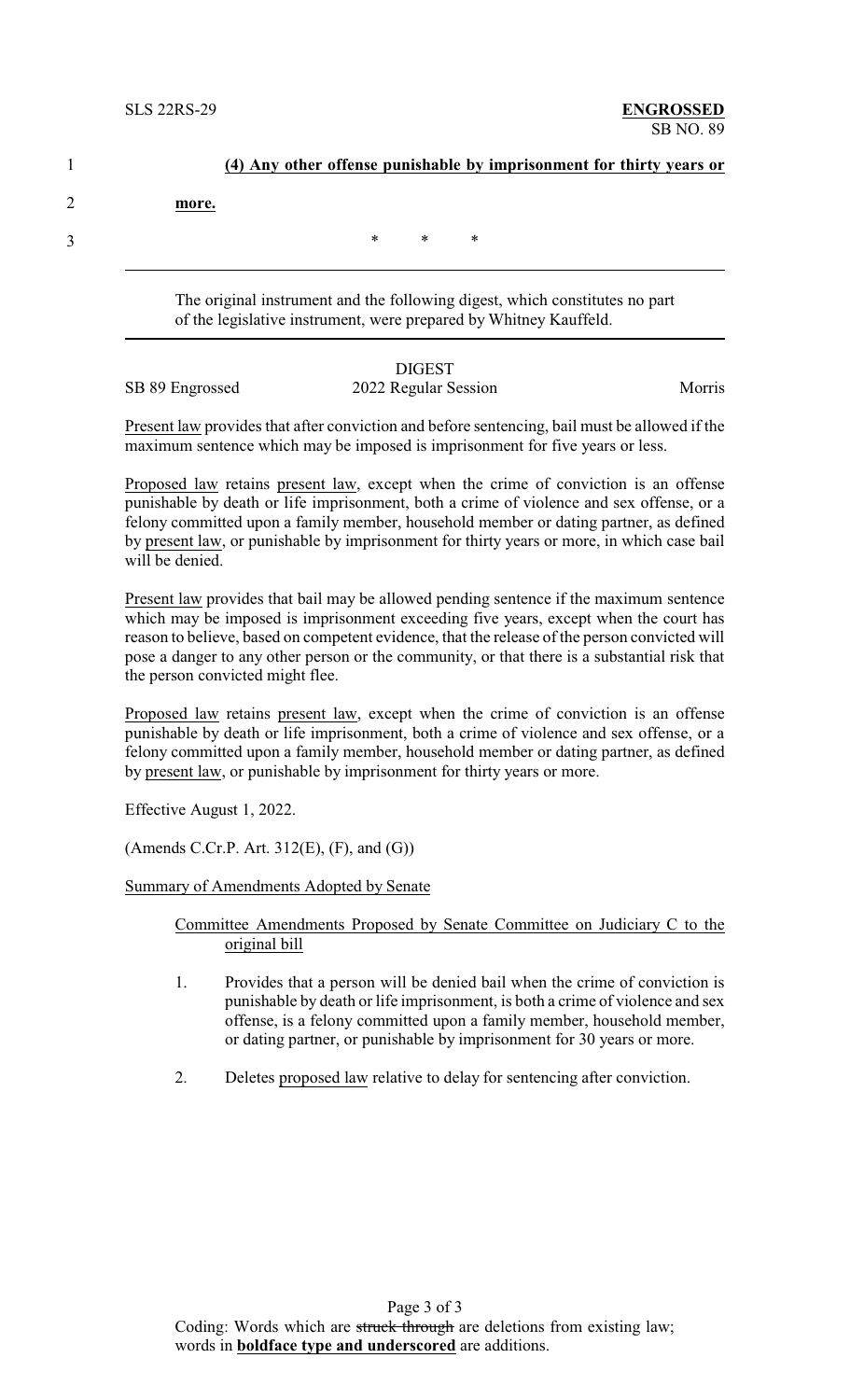**(4) Any other offense punishable by imprisonment for thirty years or more.**

\* \* \*

The original instrument and the following digest, which constitutes no part of the legislative instrument, were prepared by Whitney Kauffeld.

DIGEST

SB 89 Engrossed 2022 Regular Session Morris

Present law provides that after conviction and before sentencing, bail must be allowed if the maximum sentence which may be imposed is imprisonment for five years or less.

Proposed law retains present law, except when the crime of conviction is an offense punishable by death or life imprisonment, both a crime of violence and sex offense, or a felony committed upon a family member, household member or dating partner, as defined by present law, or punishable by imprisonment for thirty years or more, in which case bail will be denied.

Present law provides that bail may be allowed pending sentence if the maximum sentence which may be imposed is imprisonment exceeding five years, except when the court has reason to believe, based on competent evidence, that the release of the person convicted will pose a danger to any other person or the community, or that there is a substantial risk that the person convicted might flee.

Proposed law retains present law, except when the crime of conviction is an offense punishable by death or life imprisonment, both a crime of violence and sex offense, or a felony committed upon a family member, household member or dating partner, as defined by present law, or punishable by imprisonment for thirty years or more.

Effective August 1, 2022.

(Amends C.Cr.P. Art. 312(E), (F), and (G))

Summary of Amendments Adopted by Senate

Committee Amendments Proposed by Senate Committee on Judiciary C to the original bill

1. Provides that a person will be denied bail when the crime of conviction is punishable by death or life imprisonment, is both a crime of violence and sex offense, is a felony committed upon a family member, household member, or dating partner, or punishable by imprisonment for 30 years or more.
2. Deletes proposed law relative to delay for sentencing after conviction.